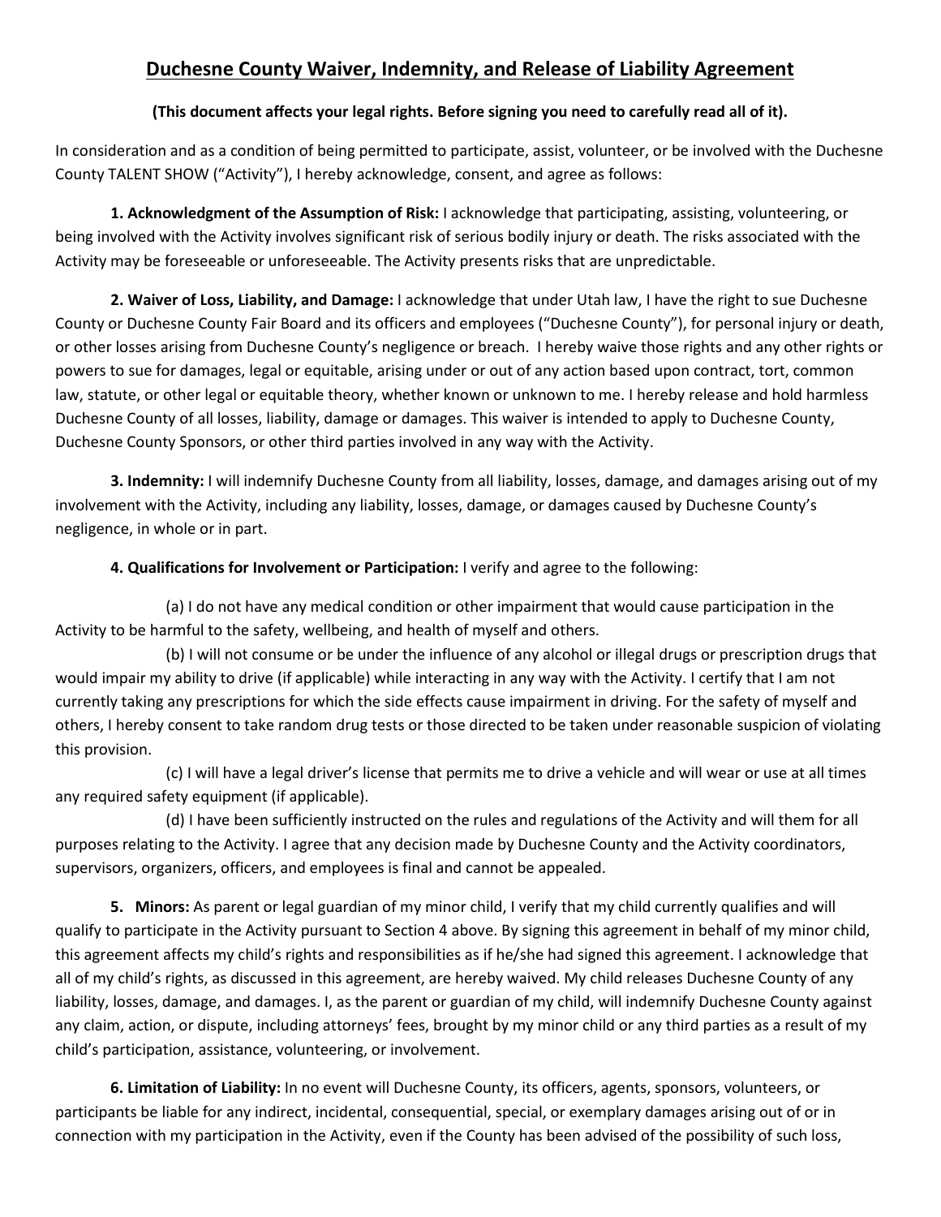# Duchesne County Waiver, Indemnity, and Release of Liability Agreement

**(This document affects your legal rights. Before signing you need to carefully read all of it).**

In consideration and as a condition of being permitted to participate, assist, volunteer, or be involved with the Duchesne County TALENT SHOW ("Activity"), I hereby acknowledge, consent, and agree as follows:

**1. Acknowledgment of the Assumption of Risk:** I acknowledge that participating, assisting, volunteering, or being involved with the Activity involves significant risk of serious bodily injury or death. The risks associated with the Activity may be foreseeable or unforeseeable. The Activity presents risks that are unpredictable.

**2. Waiver of Loss, Liability, and Damage:** I acknowledge that under Utah law, I have the right to sue Duchesne County or Duchesne County Fair Board and its officers and employees ("Duchesne County"), for personal injury or death, or other losses arising from Duchesne County's negligence or breach. I hereby waive those rights and any other rights or powers to sue for damages, legal or equitable, arising under or out of any action based upon contract, tort, common law, statute, or other legal or equitable theory, whether known or unknown to me. I hereby release and hold harmless Duchesne County of all losses, liability, damage or damages. This waiver is intended to apply to Duchesne County, Duchesne County Sponsors, or other third parties involved in any way with the Activity.

**3. Indemnity:** I will indemnify Duchesne County from all liability, losses, damage, and damages arising out of my involvement with the Activity, including any liability, losses, damage, or damages caused by Duchesne County's negligence, in whole or in part.

**4. Qualifications for Involvement or Participation:** I verify and agree to the following:

(a) I do not have any medical condition or other impairment that would cause participation in the Activity to be harmful to the safety, wellbeing, and health of myself and others.

(b) I will not consume or be under the influence of any alcohol or illegal drugs or prescription drugs that would impair my ability to drive (if applicable) while interacting in any way with the Activity. I certify that I am not currently taking any prescriptions for which the side effects cause impairment in driving. For the safety of myself and others, I hereby consent to take random drug tests or those directed to be taken under reasonable suspicion of violating this provision.

(c) I will have a legal driver's license that permits me to drive a vehicle and will wear or use at all times any required safety equipment (if applicable).

(d) I have been sufficiently instructed on the rules and regulations of the Activity and will them for all purposes relating to the Activity. I agree that any decision made by Duchesne County and the Activity coordinators, supervisors, organizers, officers, and employees is final and cannot be appealed.

**5. Minors:** As parent or legal guardian of my minor child, I verify that my child currently qualifies and will qualify to participate in the Activity pursuant to Section 4 above. By signing this agreement in behalf of my minor child, this agreement affects my child's rights and responsibilities as if he/she had signed this agreement. I acknowledge that all of my child's rights, as discussed in this agreement, are hereby waived. My child releases Duchesne County of any liability, losses, damage, and damages. I, as the parent or guardian of my child, will indemnify Duchesne County against any claim, action, or dispute, including attorneys' fees, brought by my minor child or any third parties as a result of my child's participation, assistance, volunteering, or involvement.

**6. Limitation of Liability:** In no event will Duchesne County, its officers, agents, sponsors, volunteers, or participants be liable for any indirect, incidental, consequential, special, or exemplary damages arising out of or in connection with my participation in the Activity, even if the County has been advised of the possibility of such loss,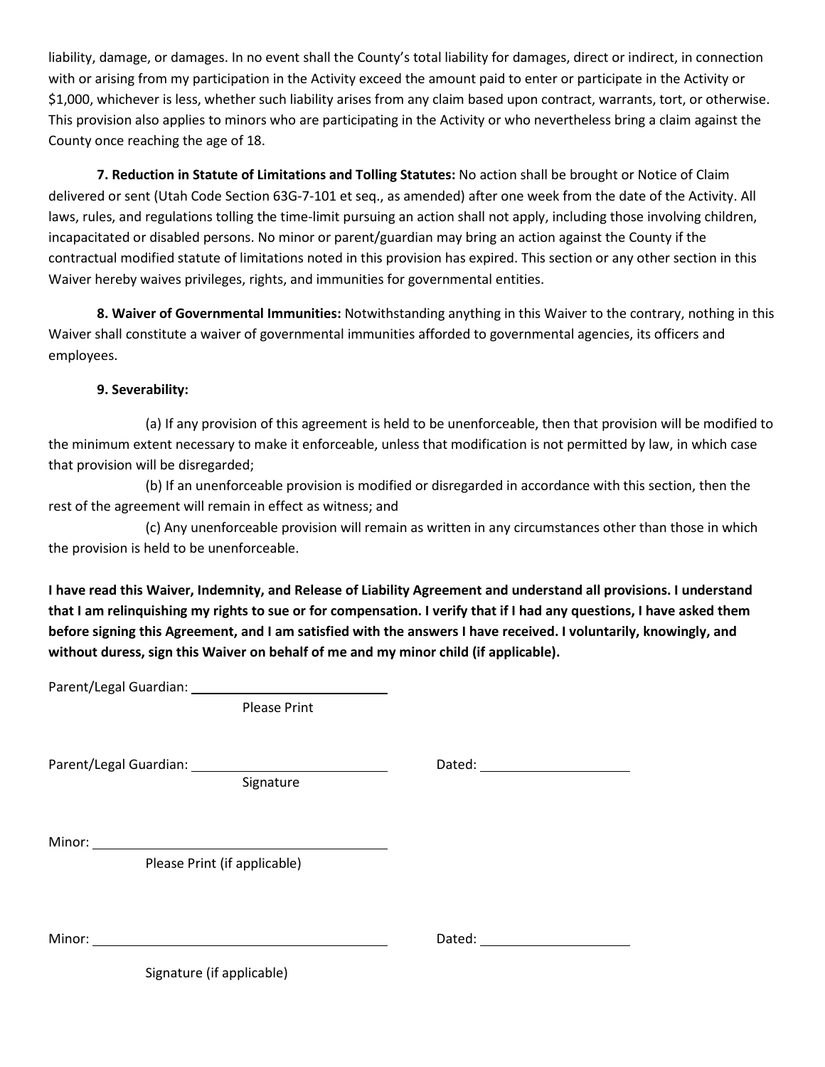liability, damage, or damages. In no event shall the County's total liability for damages, direct or indirect, in connection with or arising from my participation in the Activity exceed the amount paid to enter or participate in the Activity or $1,000, whichever is less, whether such liability arises from any claim based upon contract, warrants, tort, or otherwise. This provision also applies to minors who are participating in the Activity or who nevertheless bring a claim against the County once reaching the age of 18.

**7. Reduction in Statute of Limitations and Tolling Statutes:** No action shall be brought or Notice of Claim delivered or sent (Utah Code Section 63G-7-101 et seq., as amended) after one week from the date of the Activity. All laws, rules, and regulations tolling the time-limit pursuing an action shall not apply, including those involving children, incapacitated or disabled persons. No minor or parent/guardian may bring an action against the County if the contractual modified statute of limitations noted in this provision has expired. This section or any other section in this Waiver hereby waives privileges, rights, and immunities for governmental entities.

**8. Waiver of Governmental Immunities:** Notwithstanding anything in this Waiver to the contrary, nothing in this Waiver shall constitute a waiver of governmental immunities afforded to governmental agencies, its officers and employees.

**9. Severability:**

(a) If any provision of this agreement is held to be unenforceable, then that provision will be modified to the minimum extent necessary to make it enforceable, unless that modification is not permitted by law, in which case that provision will be disregarded;

(b) If an unenforceable provision is modified or disregarded in accordance with this section, then the rest of the agreement will remain in effect as witness; and

(c) Any unenforceable provision will remain as written in any circumstances other than those in which the provision is held to be unenforceable.

**I have read this Waiver, Indemnity, and Release of Liability Agreement and understand all provisions. I understand that I am relinquishing my rights to sue or for compensation. I verify that if I had any questions, I have asked them before signing this Agreement, and I am satisfied with the answers I have received. I voluntarily, knowingly, and without duress, sign this Waiver on behalf of me and my minor child (if applicable).**

Parent/Legal Guardian: ____________________________
Please Print

Parent/Legal Guardian: ____________________________ Dated: ____________________
Signature

Minor: ____________________________
Please Print (if applicable)

Minor: ____________________________ Dated: ____________________
Signature (if applicable)